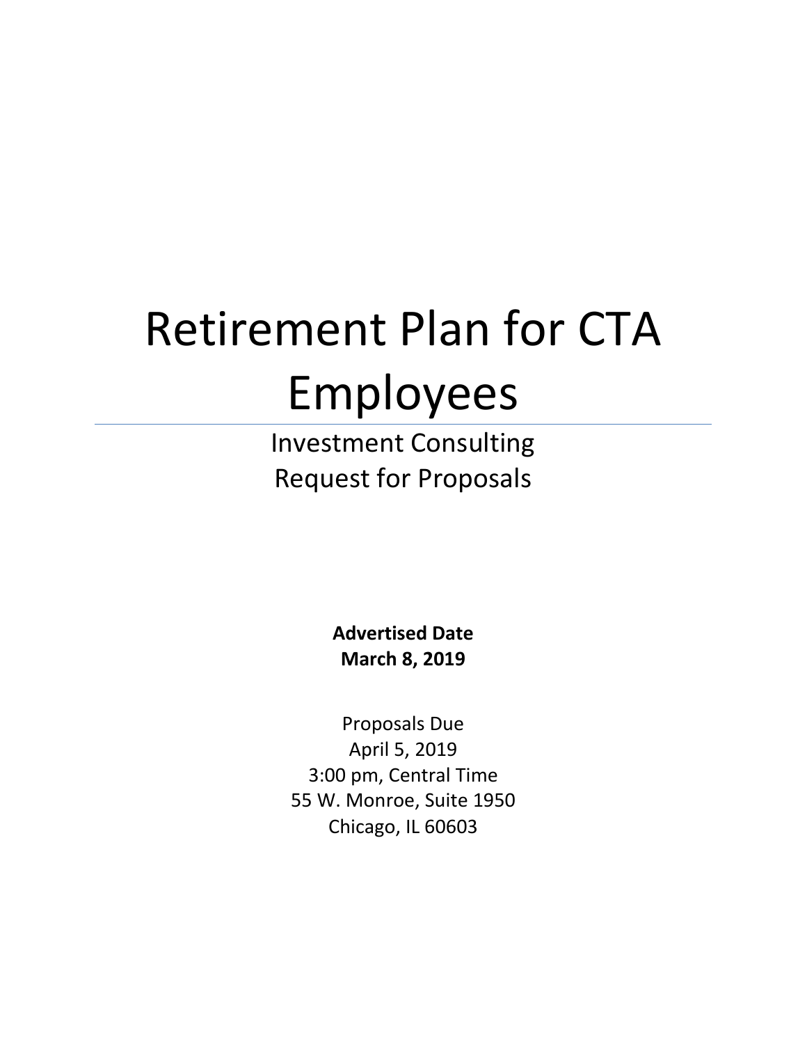# Retirement Plan for CTA Employees

## Investment Consulting Request for Proposals

**Advertised Date**
**March 8, 2019**

Proposals Due
April 5, 2019
3:00 pm, Central Time
55 W. Monroe, Suite 1950
Chicago, IL 60603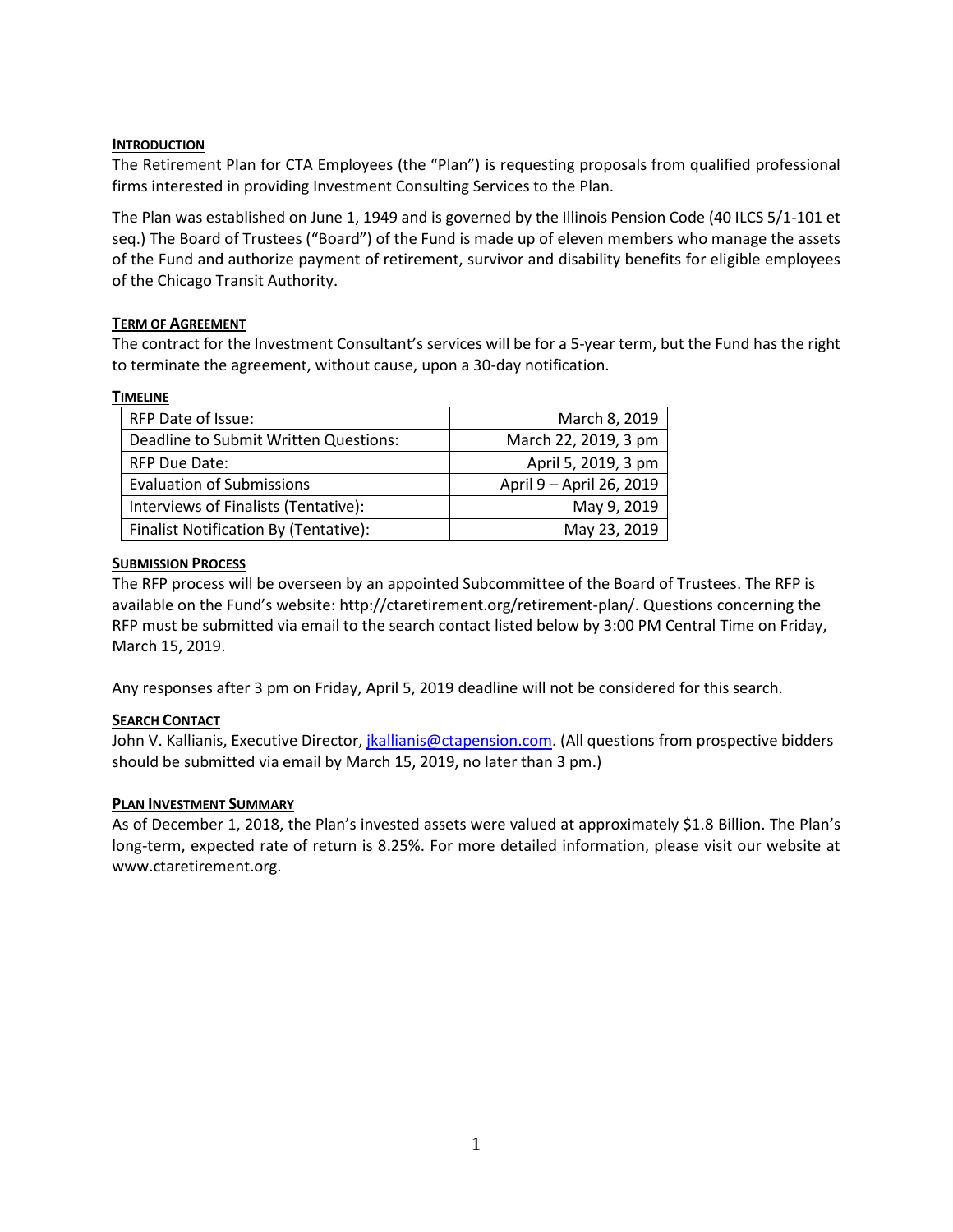## INTRODUCTION

The Retirement Plan for CTA Employees (the "Plan") is requesting proposals from qualified professional firms interested in providing Investment Consulting Services to the Plan.

The Plan was established on June 1, 1949 and is governed by the Illinois Pension Code (40 ILCS 5/1-101 et seq.) The Board of Trustees ("Board") of the Fund is made up of eleven members who manage the assets of the Fund and authorize payment of retirement, survivor and disability benefits for eligible employees of the Chicago Transit Authority.

## TERM OF AGREEMENT

The contract for the Investment Consultant's services will be for a 5-year term, but the Fund has the right to terminate the agreement, without cause, upon a 30-day notification.

## TIMELINE

| | |
|---|---|
| RFP Date of Issue: | March 8, 2019 |
| Deadline to Submit Written Questions: | March 22, 2019, 3 pm |
| RFP Due Date: | April 5, 2019, 3 pm |
| Evaluation of Submissions | April 9 – April 26, 2019 |
| Interviews of Finalists (Tentative): | May 9, 2019 |
| Finalist Notification By (Tentative): | May 23, 2019 |

## SUBMISSION PROCESS

The RFP process will be overseen by an appointed Subcommittee of the Board of Trustees. The RFP is available on the Fund's website: http://ctaretirement.org/retirement-plan/. Questions concerning the RFP must be submitted via email to the search contact listed below by 3:00 PM Central Time on Friday, March 15, 2019.

Any responses after 3 pm on Friday, April 5, 2019 deadline will not be considered for this search.

## SEARCH CONTACT

John V. Kallianis, Executive Director, jkallianis@ctapension.com. (All questions from prospective bidders should be submitted via email by March 15, 2019, no later than 3 pm.)

## PLAN INVESTMENT SUMMARY

As of December 1, 2018, the Plan's invested assets were valued at approximately $1.8 Billion. The Plan's long-term, expected rate of return is 8.25%. For more detailed information, please visit our website at www.ctaretirement.org.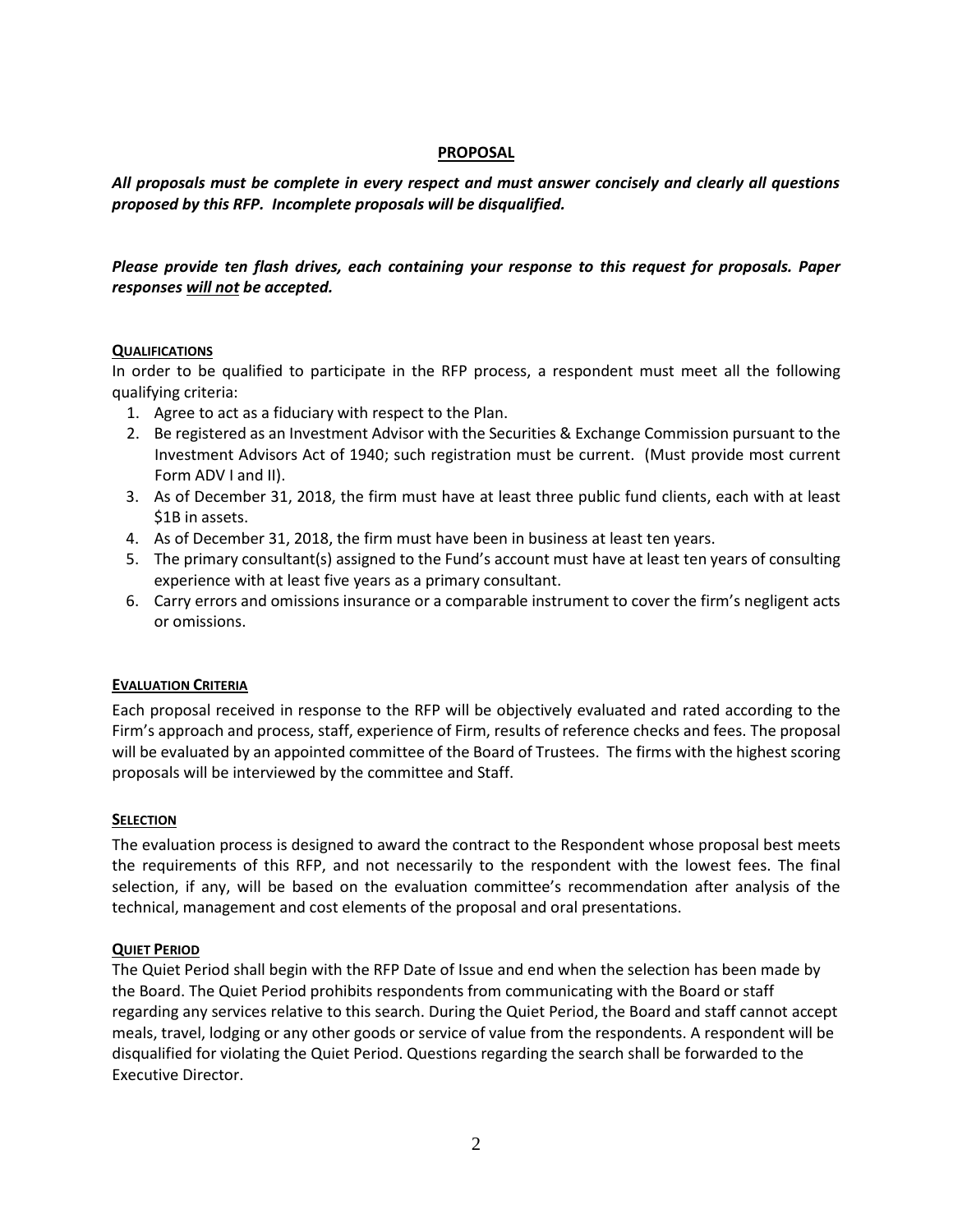## PROPOSAL

***All proposals must be complete in every respect and must answer concisely and clearly all questions proposed by this RFP. Incomplete proposals will be disqualified.***

***Please provide ten flash drives, each containing your response to this request for proposals. Paper responses <u>will not</u> be accepted.***

### QUALIFICATIONS

In order to be qualified to participate in the RFP process, a respondent must meet all the following qualifying criteria:

1. Agree to act as a fiduciary with respect to the Plan.
2. Be registered as an Investment Advisor with the Securities & Exchange Commission pursuant to the Investment Advisors Act of 1940; such registration must be current. (Must provide most current Form ADV I and II).
3. As of December 31, 2018, the firm must have at least three public fund clients, each with at least $1B in assets.
4. As of December 31, 2018, the firm must have been in business at least ten years.
5. The primary consultant(s) assigned to the Fund's account must have at least ten years of consulting experience with at least five years as a primary consultant.
6. Carry errors and omissions insurance or a comparable instrument to cover the firm's negligent acts or omissions.

### EVALUATION CRITERIA

Each proposal received in response to the RFP will be objectively evaluated and rated according to the Firm's approach and process, staff, experience of Firm, results of reference checks and fees. The proposal will be evaluated by an appointed committee of the Board of Trustees. The firms with the highest scoring proposals will be interviewed by the committee and Staff.

### SELECTION

The evaluation process is designed to award the contract to the Respondent whose proposal best meets the requirements of this RFP, and not necessarily to the respondent with the lowest fees. The final selection, if any, will be based on the evaluation committee's recommendation after analysis of the technical, management and cost elements of the proposal and oral presentations.

### QUIET PERIOD

The Quiet Period shall begin with the RFP Date of Issue and end when the selection has been made by the Board. The Quiet Period prohibits respondents from communicating with the Board or staff regarding any services relative to this search. During the Quiet Period, the Board and staff cannot accept meals, travel, lodging or any other goods or service of value from the respondents. A respondent will be disqualified for violating the Quiet Period. Questions regarding the search shall be forwarded to the Executive Director.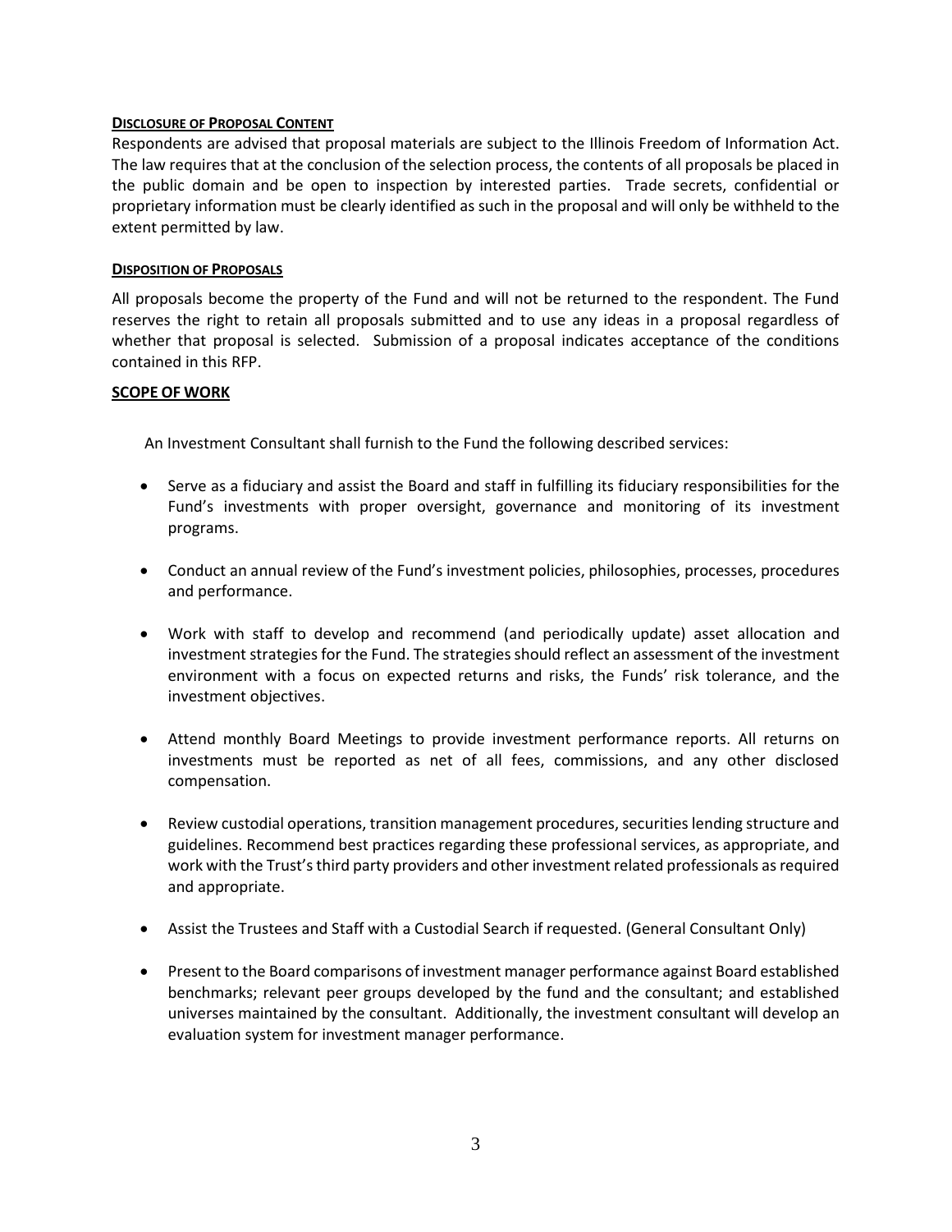**DISCLOSURE OF PROPOSAL CONTENT**

Respondents are advised that proposal materials are subject to the Illinois Freedom of Information Act. The law requires that at the conclusion of the selection process, the contents of all proposals be placed in the public domain and be open to inspection by interested parties. Trade secrets, confidential or proprietary information must be clearly identified as such in the proposal and will only be withheld to the extent permitted by law.

**DISPOSITION OF PROPOSALS**

All proposals become the property of the Fund and will not be returned to the respondent. The Fund reserves the right to retain all proposals submitted and to use any ideas in a proposal regardless of whether that proposal is selected. Submission of a proposal indicates acceptance of the conditions contained in this RFP.

**SCOPE OF WORK**

An Investment Consultant shall furnish to the Fund the following described services:

- Serve as a fiduciary and assist the Board and staff in fulfilling its fiduciary responsibilities for the Fund's investments with proper oversight, governance and monitoring of its investment programs.
- Conduct an annual review of the Fund's investment policies, philosophies, processes, procedures and performance.
- Work with staff to develop and recommend (and periodically update) asset allocation and investment strategies for the Fund. The strategies should reflect an assessment of the investment environment with a focus on expected returns and risks, the Funds' risk tolerance, and the investment objectives.
- Attend monthly Board Meetings to provide investment performance reports. All returns on investments must be reported as net of all fees, commissions, and any other disclosed compensation.
- Review custodial operations, transition management procedures, securities lending structure and guidelines. Recommend best practices regarding these professional services, as appropriate, and work with the Trust's third party providers and other investment related professionals as required and appropriate.
- Assist the Trustees and Staff with a Custodial Search if requested. (General Consultant Only)
- Present to the Board comparisons of investment manager performance against Board established benchmarks; relevant peer groups developed by the fund and the consultant; and established universes maintained by the consultant. Additionally, the investment consultant will develop an evaluation system for investment manager performance.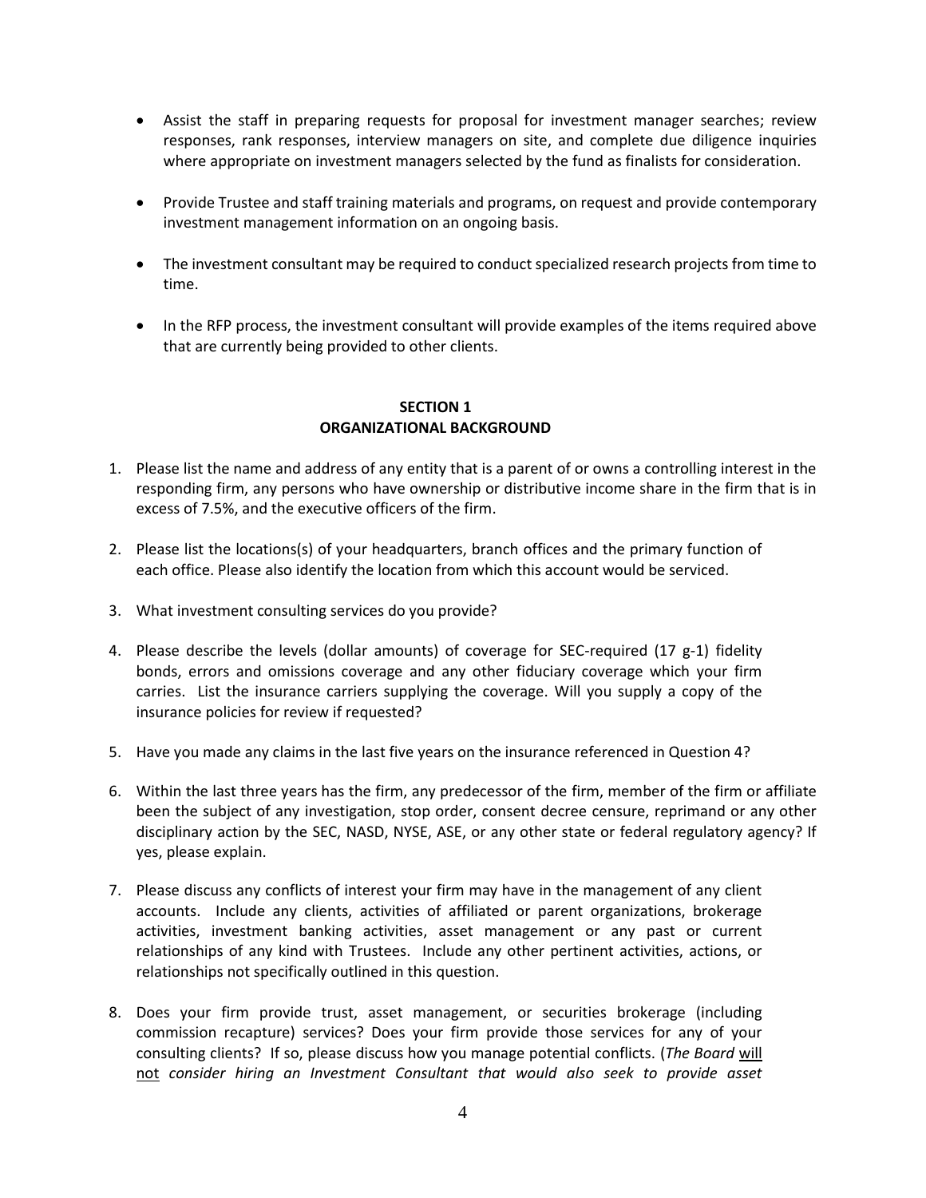- Assist the staff in preparing requests for proposal for investment manager searches; review responses, rank responses, interview managers on site, and complete due diligence inquiries where appropriate on investment managers selected by the fund as finalists for consideration.

- Provide Trustee and staff training materials and programs, on request and provide contemporary investment management information on an ongoing basis.

- The investment consultant may be required to conduct specialized research projects from time to time.

- In the RFP process, the investment consultant will provide examples of the items required above that are currently being provided to other clients.

## SECTION 1
## ORGANIZATIONAL BACKGROUND

1. Please list the name and address of any entity that is a parent of or owns a controlling interest in the responding firm, any persons who have ownership or distributive income share in the firm that is in excess of 7.5%, and the executive officers of the firm.

2. Please list the locations(s) of your headquarters, branch offices and the primary function of each office. Please also identify the location from which this account would be serviced.

3. What investment consulting services do you provide?

4. Please describe the levels (dollar amounts) of coverage for SEC-required (17 g-1) fidelity bonds, errors and omissions coverage and any other fiduciary coverage which your firm carries. List the insurance carriers supplying the coverage. Will you supply a copy of the insurance policies for review if requested?

5. Have you made any claims in the last five years on the insurance referenced in Question 4?

6. Within the last three years has the firm, any predecessor of the firm, member of the firm or affiliate been the subject of any investigation, stop order, consent decree censure, reprimand or any other disciplinary action by the SEC, NASD, NYSE, ASE, or any other state or federal regulatory agency? If yes, please explain.

7. Please discuss any conflicts of interest your firm may have in the management of any client accounts. Include any clients, activities of affiliated or parent organizations, brokerage activities, investment banking activities, asset management or any past or current relationships of any kind with Trustees. Include any other pertinent activities, actions, or relationships not specifically outlined in this question.

8. Does your firm provide trust, asset management, or securities brokerage (including commission recapture) services? Does your firm provide those services for any of your consulting clients? If so, please discuss how you manage potential conflicts. (*The Board* <u>will not</u> *consider hiring an Investment Consultant that would also seek to provide asset*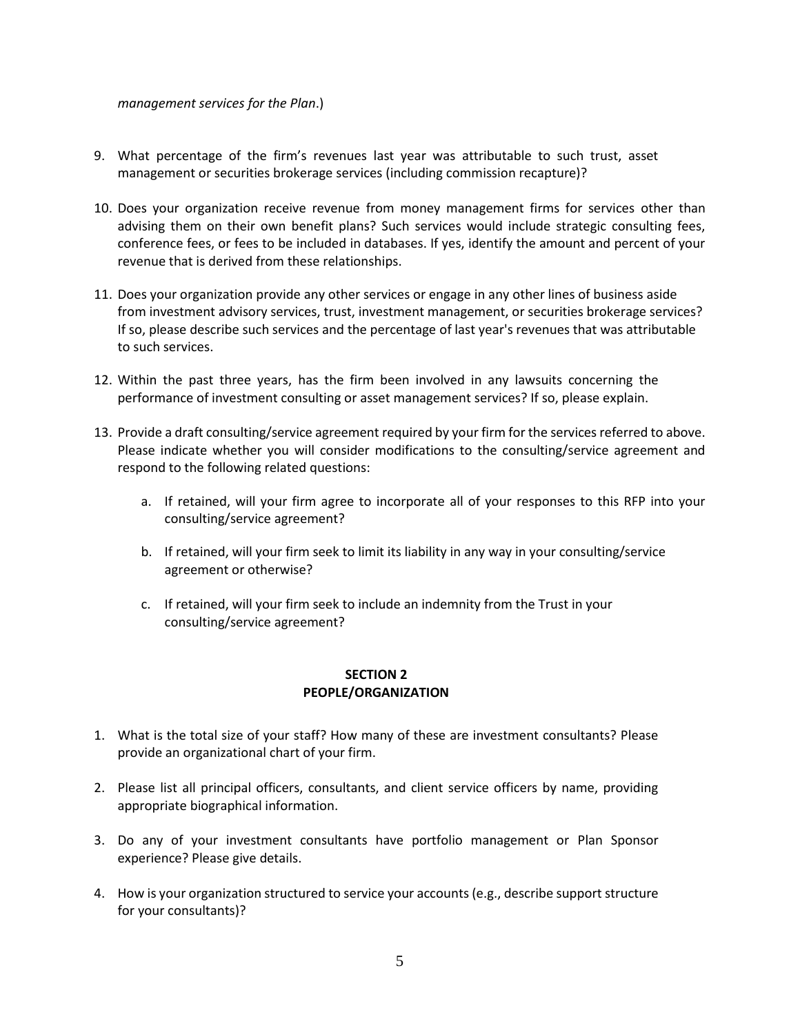*management services for the Plan*.)

9. What percentage of the firm's revenues last year was attributable to such trust, asset management or securities brokerage services (including commission recapture)?

10. Does your organization receive revenue from money management firms for services other than advising them on their own benefit plans? Such services would include strategic consulting fees, conference fees, or fees to be included in databases. If yes, identify the amount and percent of your revenue that is derived from these relationships.

11. Does your organization provide any other services or engage in any other lines of business aside from investment advisory services, trust, investment management, or securities brokerage services? If so, please describe such services and the percentage of last year's revenues that was attributable to such services.

12. Within the past three years, has the firm been involved in any lawsuits concerning the performance of investment consulting or asset management services? If so, please explain.

13. Provide a draft consulting/service agreement required by your firm for the services referred to above. Please indicate whether you will consider modifications to the consulting/service agreement and respond to the following related questions:

    a. If retained, will your firm agree to incorporate all of your responses to this RFP into your consulting/service agreement?

    b. If retained, will your firm seek to limit its liability in any way in your consulting/service agreement or otherwise?

    c. If retained, will your firm seek to include an indemnity from the Trust in your consulting/service agreement?

## SECTION 2
## PEOPLE/ORGANIZATION

1. What is the total size of your staff? How many of these are investment consultants? Please provide an organizational chart of your firm.

2. Please list all principal officers, consultants, and client service officers by name, providing appropriate biographical information.

3. Do any of your investment consultants have portfolio management or Plan Sponsor experience? Please give details.

4. How is your organization structured to service your accounts (e.g., describe support structure for your consultants)?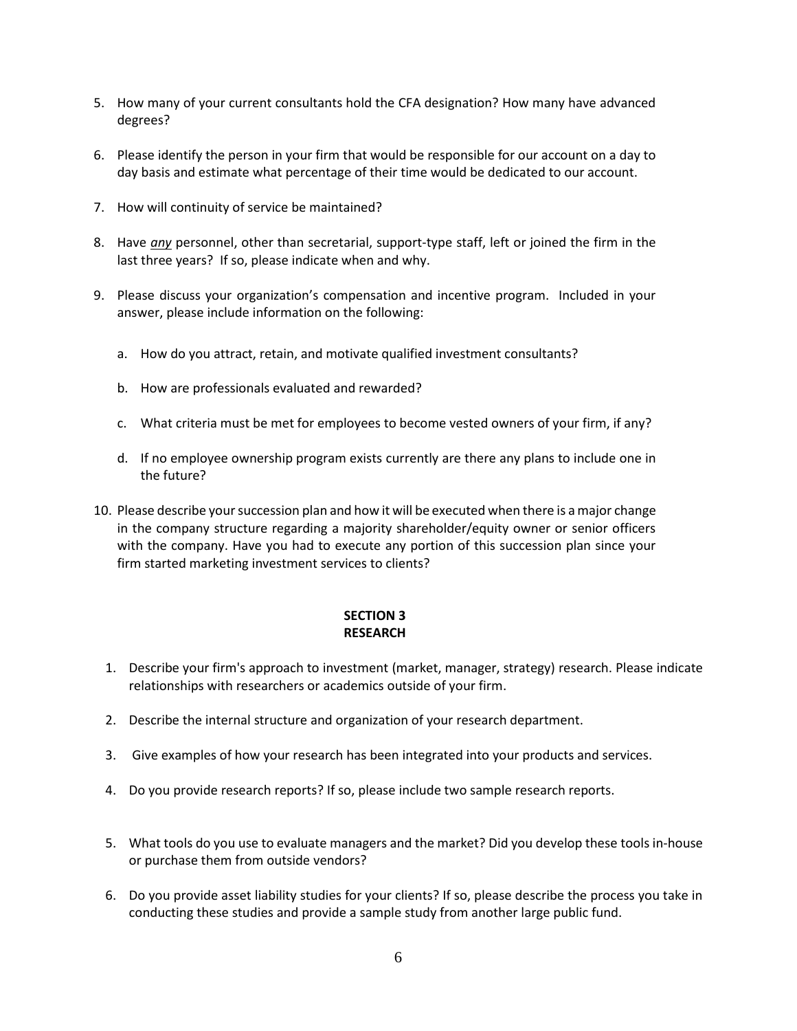5. How many of your current consultants hold the CFA designation? How many have advanced degrees?

6. Please identify the person in your firm that would be responsible for our account on a day to day basis and estimate what percentage of their time would be dedicated to our account.

7. How will continuity of service be maintained?

8. Have ***any*** personnel, other than secretarial, support-type staff, left or joined the firm in the last three years? If so, please indicate when and why.

9. Please discuss your organization's compensation and incentive program. Included in your answer, please include information on the following:

   a. How do you attract, retain, and motivate qualified investment consultants?

   b. How are professionals evaluated and rewarded?

   c. What criteria must be met for employees to become vested owners of your firm, if any?

   d. If no employee ownership program exists currently are there any plans to include one in the future?

10. Please describe your succession plan and how it will be executed when there is a major change in the company structure regarding a majority shareholder/equity owner or senior officers with the company. Have you had to execute any portion of this succession plan since your firm started marketing investment services to clients?

## SECTION 3
## RESEARCH

1. Describe your firm's approach to investment (market, manager, strategy) research. Please indicate relationships with researchers or academics outside of your firm.

2. Describe the internal structure and organization of your research department.

3. Give examples of how your research has been integrated into your products and services.

4. Do you provide research reports? If so, please include two sample research reports.

5. What tools do you use to evaluate managers and the market? Did you develop these tools in-house or purchase them from outside vendors?

6. Do you provide asset liability studies for your clients? If so, please describe the process you take in conducting these studies and provide a sample study from another large public fund.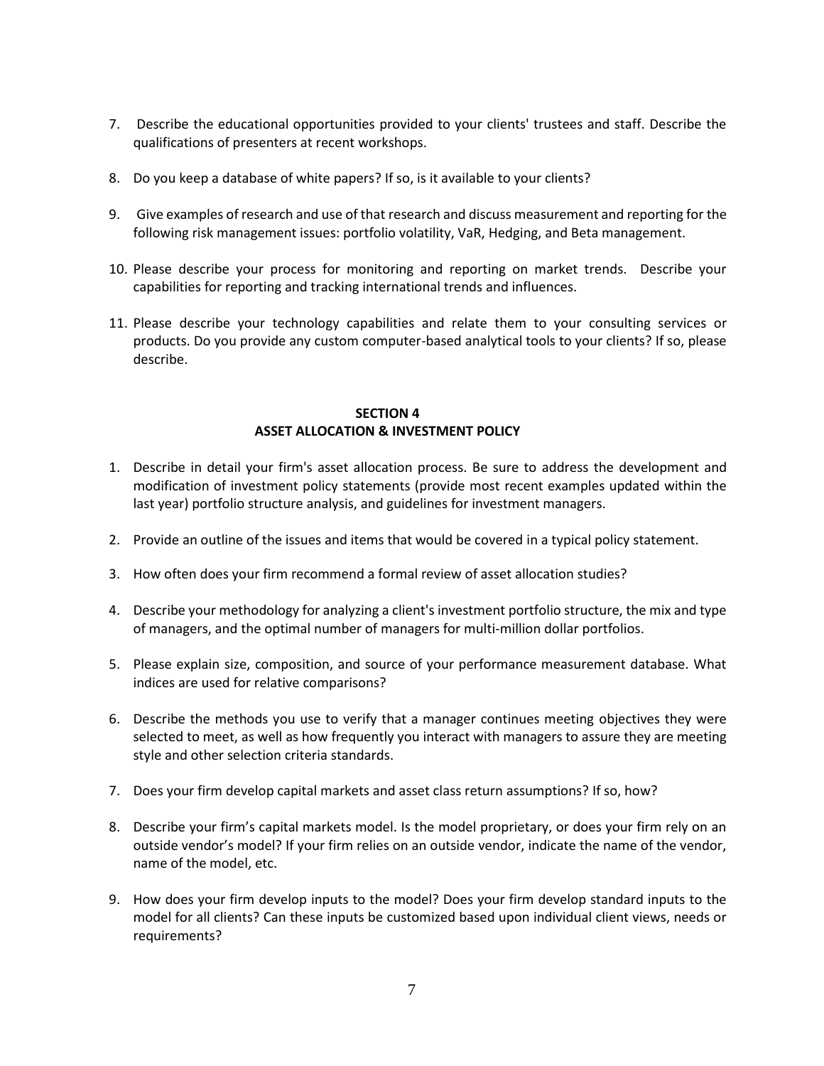7. Describe the educational opportunities provided to your clients' trustees and staff. Describe the qualifications of presenters at recent workshops.

8. Do you keep a database of white papers? If so, is it available to your clients?

9. Give examples of research and use of that research and discuss measurement and reporting for the following risk management issues: portfolio volatility, VaR, Hedging, and Beta management.

10. Please describe your process for monitoring and reporting on market trends. Describe your capabilities for reporting and tracking international trends and influences.

11. Please describe your technology capabilities and relate them to your consulting services or products. Do you provide any custom computer-based analytical tools to your clients? If so, please describe.

## SECTION 4
## ASSET ALLOCATION & INVESTMENT POLICY

1. Describe in detail your firm's asset allocation process. Be sure to address the development and modification of investment policy statements (provide most recent examples updated within the last year) portfolio structure analysis, and guidelines for investment managers.

2. Provide an outline of the issues and items that would be covered in a typical policy statement.

3. How often does your firm recommend a formal review of asset allocation studies?

4. Describe your methodology for analyzing a client's investment portfolio structure, the mix and type of managers, and the optimal number of managers for multi-million dollar portfolios.

5. Please explain size, composition, and source of your performance measurement database. What indices are used for relative comparisons?

6. Describe the methods you use to verify that a manager continues meeting objectives they were selected to meet, as well as how frequently you interact with managers to assure they are meeting style and other selection criteria standards.

7. Does your firm develop capital markets and asset class return assumptions? If so, how?

8. Describe your firm's capital markets model. Is the model proprietary, or does your firm rely on an outside vendor's model? If your firm relies on an outside vendor, indicate the name of the vendor, name of the model, etc.

9. How does your firm develop inputs to the model? Does your firm develop standard inputs to the model for all clients? Can these inputs be customized based upon individual client views, needs or requirements?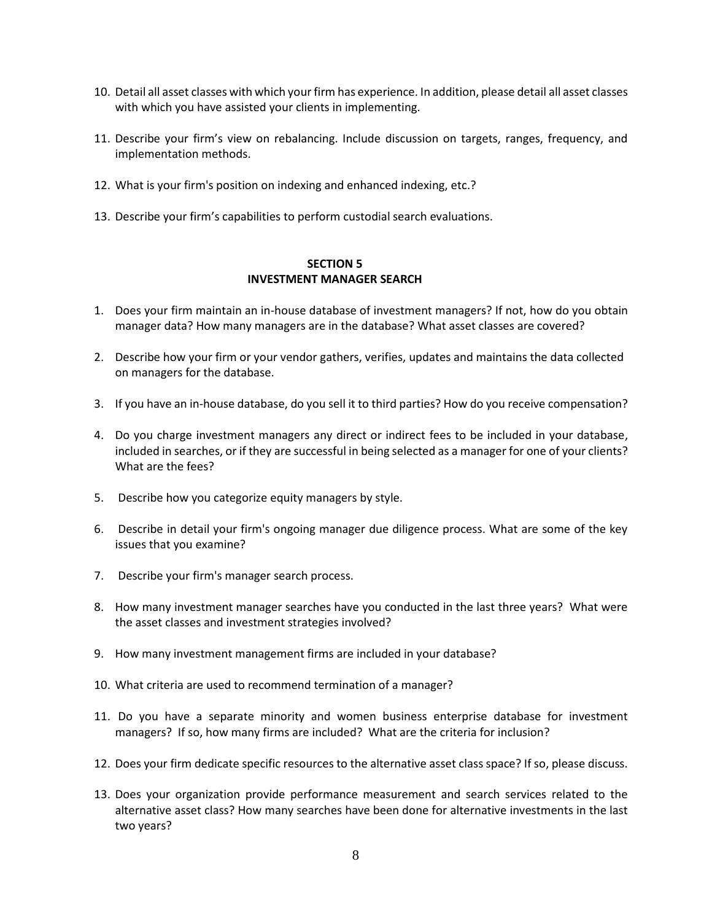10. Detail all asset classes with which your firm has experience. In addition, please detail all asset classes with which you have assisted your clients in implementing.

11. Describe your firm's view on rebalancing. Include discussion on targets, ranges, frequency, and implementation methods.

12. What is your firm's position on indexing and enhanced indexing, etc.?

13. Describe your firm's capabilities to perform custodial search evaluations.

## SECTION 5
## INVESTMENT MANAGER SEARCH

1. Does your firm maintain an in-house database of investment managers? If not, how do you obtain manager data? How many managers are in the database? What asset classes are covered?

2. Describe how your firm or your vendor gathers, verifies, updates and maintains the data collected on managers for the database.

3. If you have an in-house database, do you sell it to third parties? How do you receive compensation?

4. Do you charge investment managers any direct or indirect fees to be included in your database, included in searches, or if they are successful in being selected as a manager for one of your clients? What are the fees?

5. Describe how you categorize equity managers by style.

6. Describe in detail your firm's ongoing manager due diligence process. What are some of the key issues that you examine?

7. Describe your firm's manager search process.

8. How many investment manager searches have you conducted in the last three years? What were the asset classes and investment strategies involved?

9. How many investment management firms are included in your database?

10. What criteria are used to recommend termination of a manager?

11. Do you have a separate minority and women business enterprise database for investment managers? If so, how many firms are included? What are the criteria for inclusion?

12. Does your firm dedicate specific resources to the alternative asset class space? If so, please discuss.

13. Does your organization provide performance measurement and search services related to the alternative asset class? How many searches have been done for alternative investments in the last two years?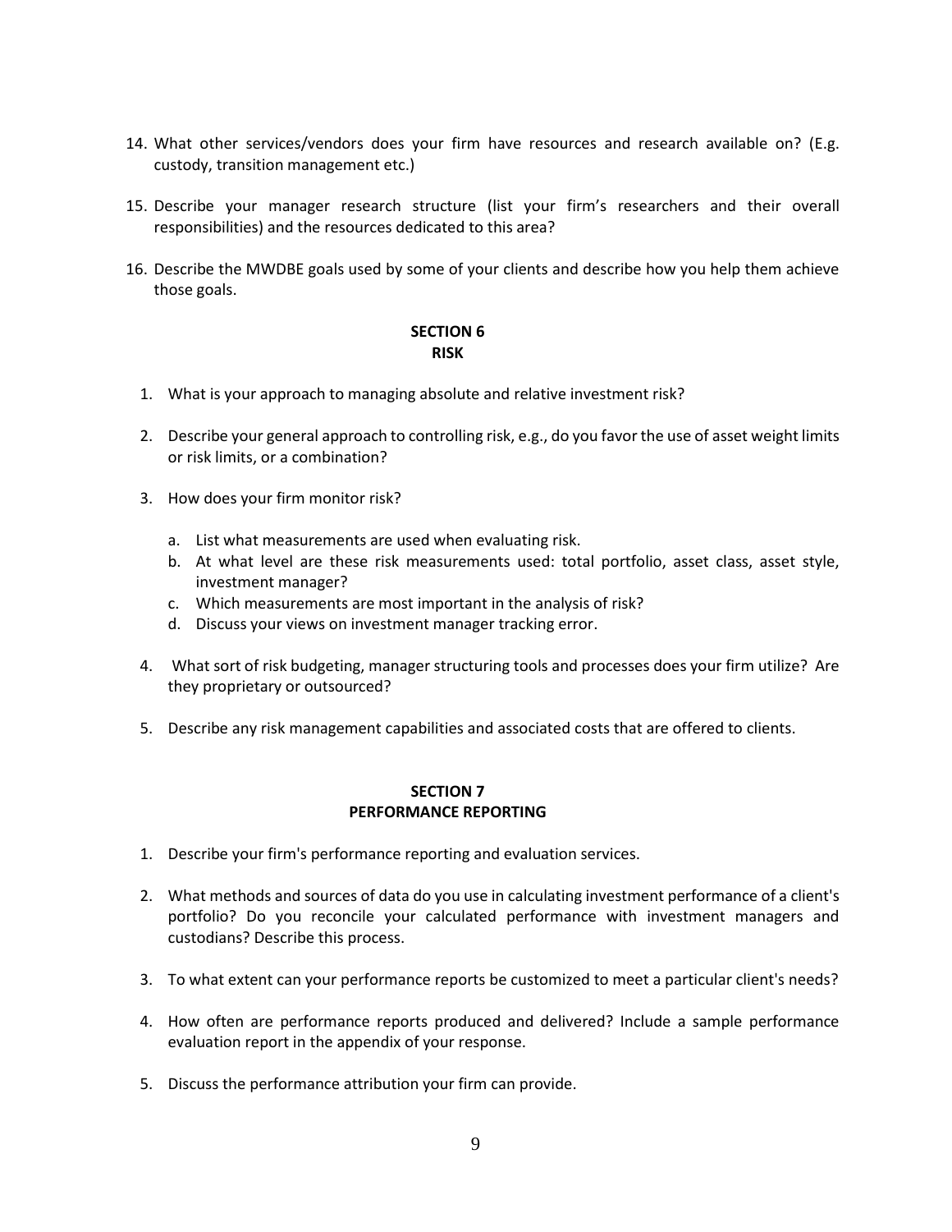14. What other services/vendors does your firm have resources and research available on? (E.g. custody, transition management etc.)

15. Describe your manager research structure (list your firm's researchers and their overall responsibilities) and the resources dedicated to this area?

16. Describe the MWDBE goals used by some of your clients and describe how you help them achieve those goals.

## SECTION 6
## RISK

1. What is your approach to managing absolute and relative investment risk?

2. Describe your general approach to controlling risk, e.g., do you favor the use of asset weight limits or risk limits, or a combination?

3. How does your firm monitor risk?

   a. List what measurements are used when evaluating risk.
   b. At what level are these risk measurements used: total portfolio, asset class, asset style, investment manager?
   c. Which measurements are most important in the analysis of risk?
   d. Discuss your views on investment manager tracking error.

4. What sort of risk budgeting, manager structuring tools and processes does your firm utilize? Are they proprietary or outsourced?

5. Describe any risk management capabilities and associated costs that are offered to clients.

## SECTION 7
## PERFORMANCE REPORTING

1. Describe your firm's performance reporting and evaluation services.

2. What methods and sources of data do you use in calculating investment performance of a client's portfolio? Do you reconcile your calculated performance with investment managers and custodians? Describe this process.

3. To what extent can your performance reports be customized to meet a particular client's needs?

4. How often are performance reports produced and delivered? Include a sample performance evaluation report in the appendix of your response.

5. Discuss the performance attribution your firm can provide.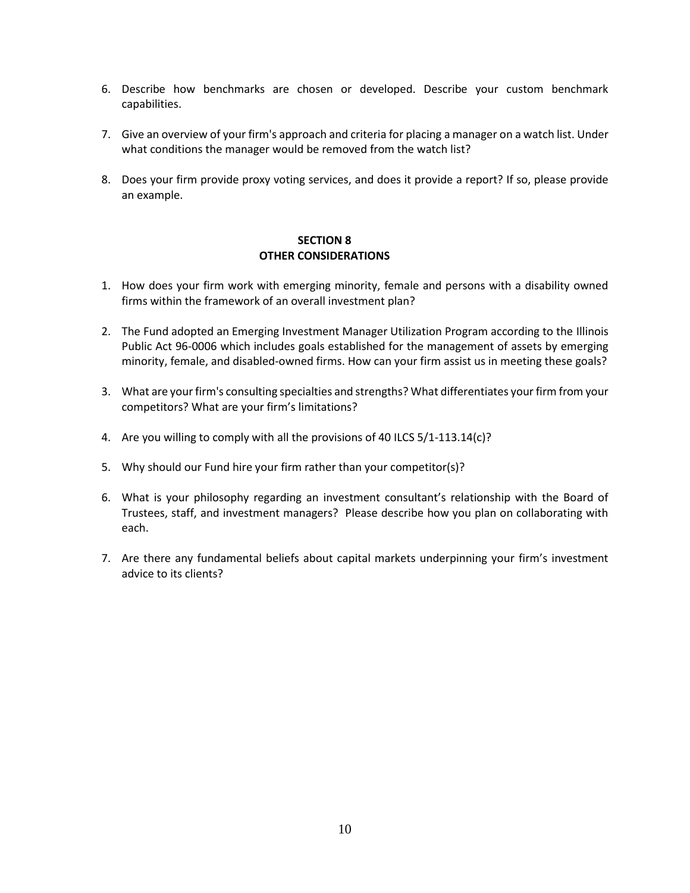6. Describe how benchmarks are chosen or developed. Describe your custom benchmark capabilities.

7. Give an overview of your firm's approach and criteria for placing a manager on a watch list. Under what conditions the manager would be removed from the watch list?

8. Does your firm provide proxy voting services, and does it provide a report? If so, please provide an example.

## SECTION 8
## OTHER CONSIDERATIONS

1. How does your firm work with emerging minority, female and persons with a disability owned firms within the framework of an overall investment plan?

2. The Fund adopted an Emerging Investment Manager Utilization Program according to the Illinois Public Act 96-0006 which includes goals established for the management of assets by emerging minority, female, and disabled-owned firms. How can your firm assist us in meeting these goals?

3. What are your firm's consulting specialties and strengths? What differentiates your firm from your competitors? What are your firm's limitations?

4. Are you willing to comply with all the provisions of 40 ILCS 5/1-113.14(c)?

5. Why should our Fund hire your firm rather than your competitor(s)?

6. What is your philosophy regarding an investment consultant's relationship with the Board of Trustees, staff, and investment managers? Please describe how you plan on collaborating with each.

7. Are there any fundamental beliefs about capital markets underpinning your firm's investment advice to its clients?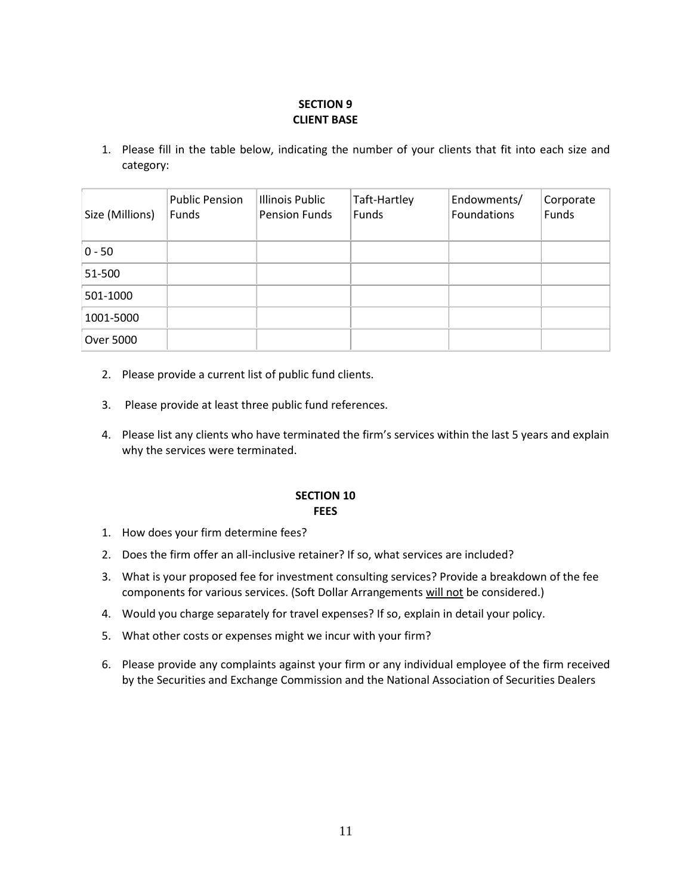**SECTION 9**
**CLIENT BASE**

1. Please fill in the table below, indicating the number of your clients that fit into each size and category:

| Size (Millions) | Public Pension Funds | Illinois Public Pension Funds | Taft-Hartley Funds | Endowments/ Foundations | Corporate Funds |
|---|---|---|---|---|---|
| 0 - 50 | | | | | |
| 51-500 | | | | | |
| 501-1000 | | | | | |
| 1001-5000 | | | | | |
| Over 5000 | | | | | |

2. Please provide a current list of public fund clients.

3. Please provide at least three public fund references.

4. Please list any clients who have terminated the firm's services within the last 5 years and explain why the services were terminated.

**SECTION 10**
**FEES**

1. How does your firm determine fees?
2. Does the firm offer an all-inclusive retainer? If so, what services are included?
3. What is your proposed fee for investment consulting services? Provide a breakdown of the fee components for various services. (Soft Dollar Arrangements <u>will not</u> be considered.)
4. Would you charge separately for travel expenses? If so, explain in detail your policy.
5. What other costs or expenses might we incur with your firm?
6. Please provide any complaints against your firm or any individual employee of the firm received by the Securities and Exchange Commission and the National Association of Securities Dealers